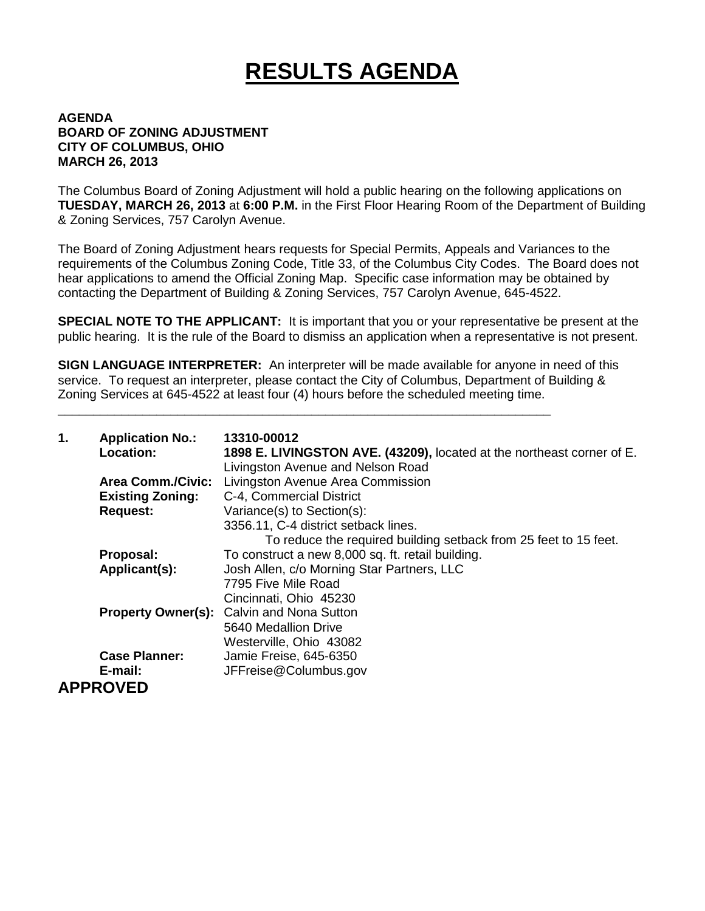# RESULTS AGENDA

**AGENDA**
**BOARD OF ZONING ADJUSTMENT**
**CITY OF COLUMBUS, OHIO**
**MARCH 26, 2013**

The Columbus Board of Zoning Adjustment will hold a public hearing on the following applications on **TUESDAY, MARCH 26, 2013** at **6:00 P.M.** in the First Floor Hearing Room of the Department of Building & Zoning Services, 757 Carolyn Avenue.

The Board of Zoning Adjustment hears requests for Special Permits, Appeals and Variances to the requirements of the Columbus Zoning Code, Title 33, of the Columbus City Codes. The Board does not hear applications to amend the Official Zoning Map. Specific case information may be obtained by contacting the Department of Building & Zoning Services, 757 Carolyn Avenue, 645-4522.

**SPECIAL NOTE TO THE APPLICANT:** It is important that you or your representative be present at the public hearing. It is the rule of the Board to dismiss an application when a representative is not present.

**SIGN LANGUAGE INTERPRETER:** An interpreter will be made available for anyone in need of this service. To request an interpreter, please contact the City of Columbus, Department of Building & Zoning Services at 645-4522 at least four (4) hours before the scheduled meeting time.

---

**1. Application No.:** **13310-00012**
**Location:** **1898 E. LIVINGSTON AVE. (43209),** located at the northeast corner of E. Livingston Avenue and Nelson Road
**Area Comm./Civic:** Livingston Avenue Area Commission
**Existing Zoning:** C-4, Commercial District
**Request:** Variance(s) to Section(s):
3356.11, C-4 district setback lines.
To reduce the required building setback from 25 feet to 15 feet.
**Proposal:** To construct a new 8,000 sq. ft. retail building.
**Applicant(s):** Josh Allen, c/o Morning Star Partners, LLC
7795 Five Mile Road
Cincinnati, Ohio 45230
**Property Owner(s):** Calvin and Nona Sutton
5640 Medallion Drive
Westerville, Ohio 43082
**Case Planner:** Jamie Freise, 645-6350
**E-mail:** JFFreise@Columbus.gov

**APPROVED**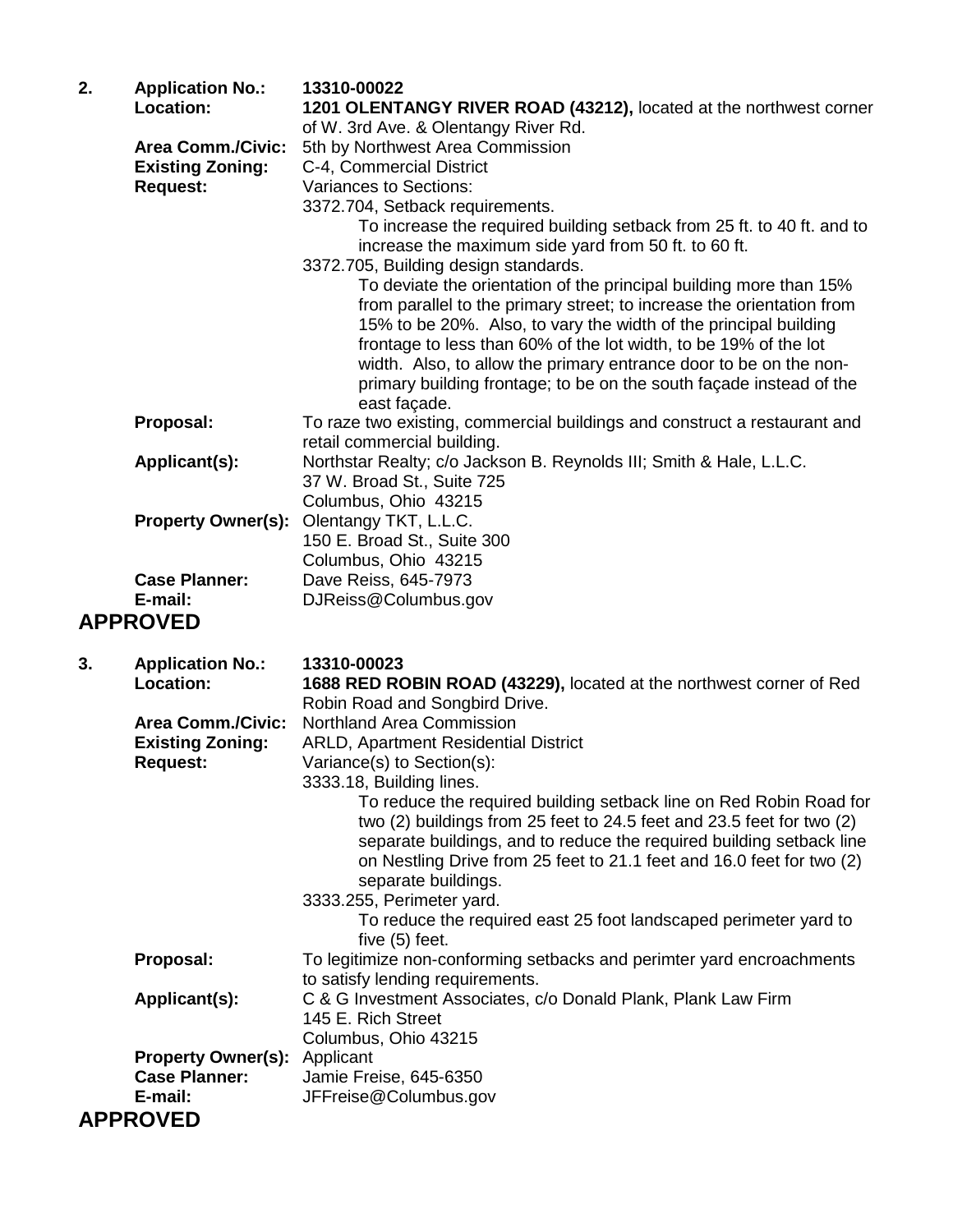2. **Application No.:** **13310-00022**

**Location:** **1201 OLENTANGY RIVER ROAD (43212),** located at the northwest corner of W. 3rd Ave. & Olentangy River Rd.

**Area Comm./Civic:** 5th by Northwest Area Commission

**Existing Zoning:** C-4, Commercial District

**Request:** Variances to Sections:

3372.704, Setback requirements.

To increase the required building setback from 25 ft. to 40 ft. and to increase the maximum side yard from 50 ft. to 60 ft.

3372.705, Building design standards.

To deviate the orientation of the principal building more than 15% from parallel to the primary street; to increase the orientation from 15% to be 20%. Also, to vary the width of the principal building frontage to less than 60% of the lot width, to be 19% of the lot width. Also, to allow the primary entrance door to be on the non-primary building frontage; to be on the south façade instead of the east façade.

**Proposal:** To raze two existing, commercial buildings and construct a restaurant and retail commercial building.

**Applicant(s):** Northstar Realty; c/o Jackson B. Reynolds III; Smith & Hale, L.L.C.
37 W. Broad St., Suite 725
Columbus, Ohio 43215

**Property Owner(s):** Olentangy TKT, L.L.C.
150 E. Broad St., Suite 300
Columbus, Ohio 43215

**Case Planner:** Dave Reiss, 645-7973

**E-mail:** DJReiss@Columbus.gov

## APPROVED

3. **Application No.:** **13310-00023**

**Location:** **1688 RED ROBIN ROAD (43229),** located at the northwest corner of Red Robin Road and Songbird Drive.

**Area Comm./Civic:** Northland Area Commission

**Existing Zoning:** ARLD, Apartment Residential District

**Request:** Variance(s) to Section(s):

3333.18, Building lines.

To reduce the required building setback line on Red Robin Road for two (2) buildings from 25 feet to 24.5 feet and 23.5 feet for two (2) separate buildings, and to reduce the required building setback line on Nestling Drive from 25 feet to 21.1 feet and 16.0 feet for two (2) separate buildings.

3333.255, Perimeter yard.

To reduce the required east 25 foot landscaped perimeter yard to five (5) feet.

**Proposal:** To legitimize non-conforming setbacks and perimter yard encroachments to satisfy lending requirements.

**Applicant(s):** C & G Investment Associates, c/o Donald Plank, Plank Law Firm
145 E. Rich Street
Columbus, Ohio 43215

**Property Owner(s):** Applicant

**Case Planner:** Jamie Freise, 645-6350

**E-mail:** JFFreise@Columbus.gov

## APPROVED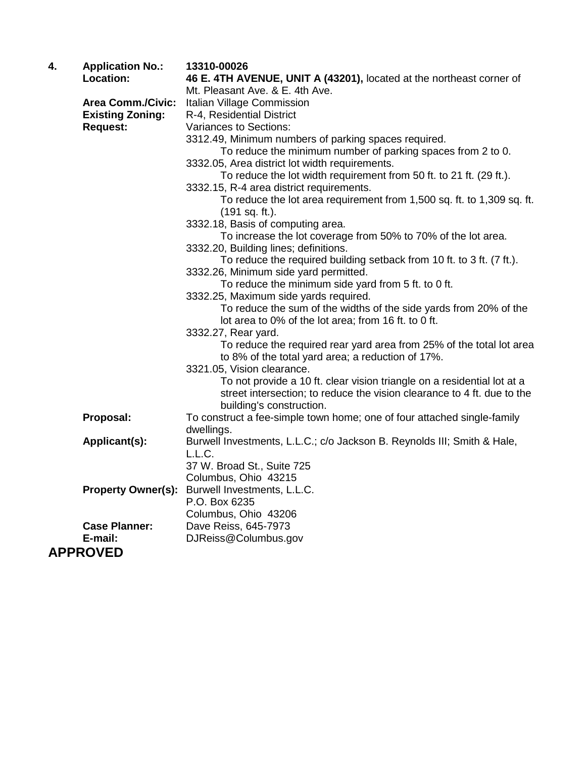**4.** **Application No.:** **13310-00026**

**Location:** **46 E. 4TH AVENUE, UNIT A (43201),** located at the northeast corner of Mt. Pleasant Ave. & E. 4th Ave.

**Area Comm./Civic:** Italian Village Commission

**Existing Zoning:** R-4, Residential District

**Request:** Variances to Sections:

3312.49, Minimum numbers of parking spaces required.
To reduce the minimum number of parking spaces from 2 to 0.

3332.05, Area district lot width requirements.
To reduce the lot width requirement from 50 ft. to 21 ft. (29 ft.).

3332.15, R-4 area district requirements.
To reduce the lot area requirement from 1,500 sq. ft. to 1,309 sq. ft. (191 sq. ft.).

3332.18, Basis of computing area.
To increase the lot coverage from 50% to 70% of the lot area.

3332.20, Building lines; definitions.
To reduce the required building setback from 10 ft. to 3 ft. (7 ft.).

3332.26, Minimum side yard permitted.
To reduce the minimum side yard from 5 ft. to 0 ft.

3332.25, Maximum side yards required.
To reduce the sum of the widths of the side yards from 20% of the lot area to 0% of the lot area; from 16 ft. to 0 ft.

3332.27, Rear yard.
To reduce the required rear yard area from 25% of the total lot area to 8% of the total yard area; a reduction of 17%.

3321.05, Vision clearance.
To not provide a 10 ft. clear vision triangle on a residential lot at a street intersection; to reduce the vision clearance to 4 ft. due to the building's construction.

**Proposal:** To construct a fee-simple town home; one of four attached single-family dwellings.

**Applicant(s):** Burwell Investments, L.L.C.; c/o Jackson B. Reynolds III; Smith & Hale, L.L.C.
37 W. Broad St., Suite 725
Columbus, Ohio 43215

**Property Owner(s):** Burwell Investments, L.L.C.
P.O. Box 6235
Columbus, Ohio 43206

**Case Planner:** Dave Reiss, 645-7973

**E-mail:** DJReiss@Columbus.gov

**APPROVED**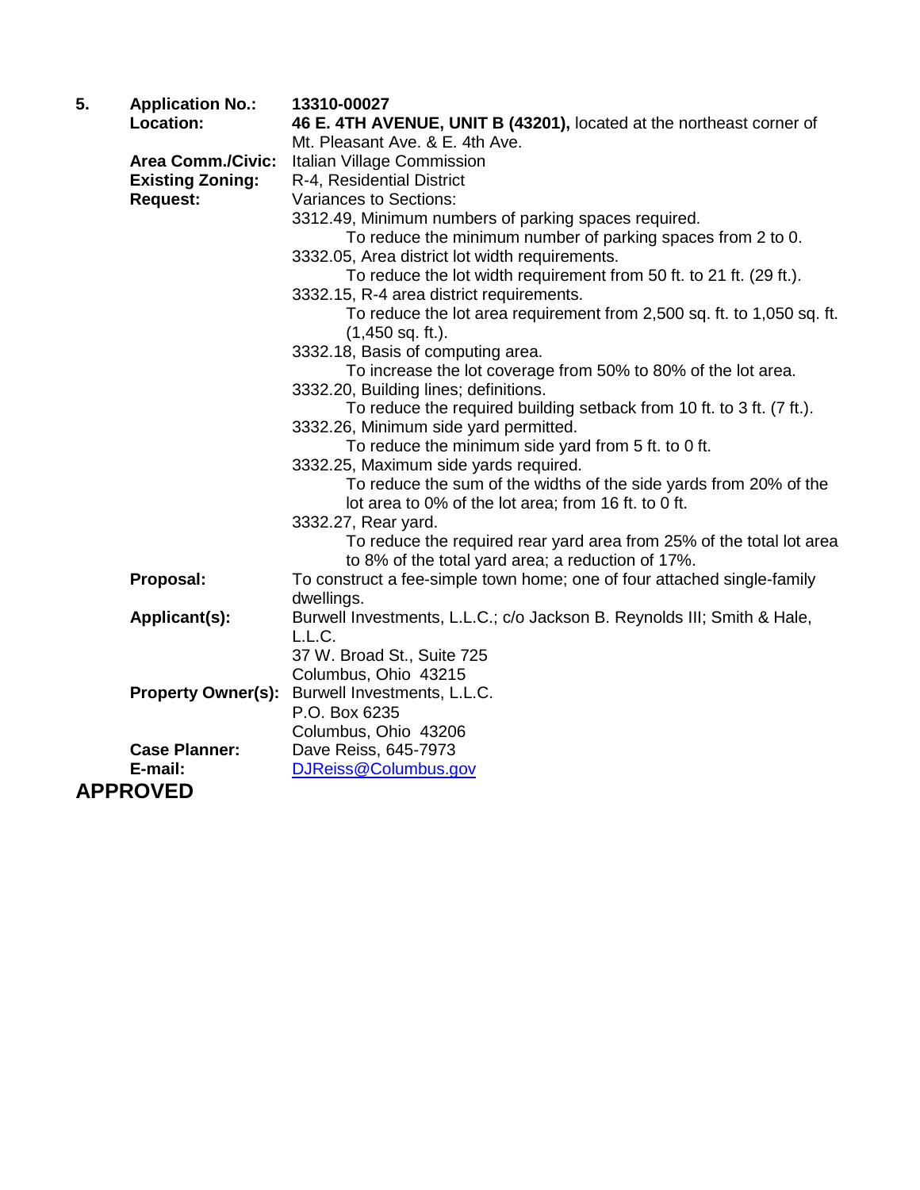**5.** **Application No.:** **13310-00027**

**Location:** **46 E. 4TH AVENUE, UNIT B (43201),** located at the northeast corner of Mt. Pleasant Ave. & E. 4th Ave.

**Area Comm./Civic:** Italian Village Commission

**Existing Zoning:** R-4, Residential District

**Request:** Variances to Sections:

3312.49, Minimum numbers of parking spaces required.
  To reduce the minimum number of parking spaces from 2 to 0.

3332.05, Area district lot width requirements.
  To reduce the lot width requirement from 50 ft. to 21 ft. (29 ft.).

3332.15, R-4 area district requirements.
  To reduce the lot area requirement from 2,500 sq. ft. to 1,050 sq. ft. (1,450 sq. ft.).

3332.18, Basis of computing area.
  To increase the lot coverage from 50% to 80% of the lot area.

3332.20, Building lines; definitions.
  To reduce the required building setback from 10 ft. to 3 ft. (7 ft.).

3332.26, Minimum side yard permitted.
  To reduce the minimum side yard from 5 ft. to 0 ft.

3332.25, Maximum side yards required.
  To reduce the sum of the widths of the side yards from 20% of the lot area to 0% of the lot area; from 16 ft. to 0 ft.

3332.27, Rear yard.
  To reduce the required rear yard area from 25% of the total lot area to 8% of the total yard area; a reduction of 17%.

**Proposal:** To construct a fee-simple town home; one of four attached single-family dwellings.

**Applicant(s):** Burwell Investments, L.L.C.; c/o Jackson B. Reynolds III; Smith & Hale, L.L.C.
37 W. Broad St., Suite 725
Columbus, Ohio 43215

**Property Owner(s):** Burwell Investments, L.L.C.
P.O. Box 6235
Columbus, Ohio 43206

**Case Planner:** Dave Reiss, 645-7973

**E-mail:** DJReiss@Columbus.gov

**APPROVED**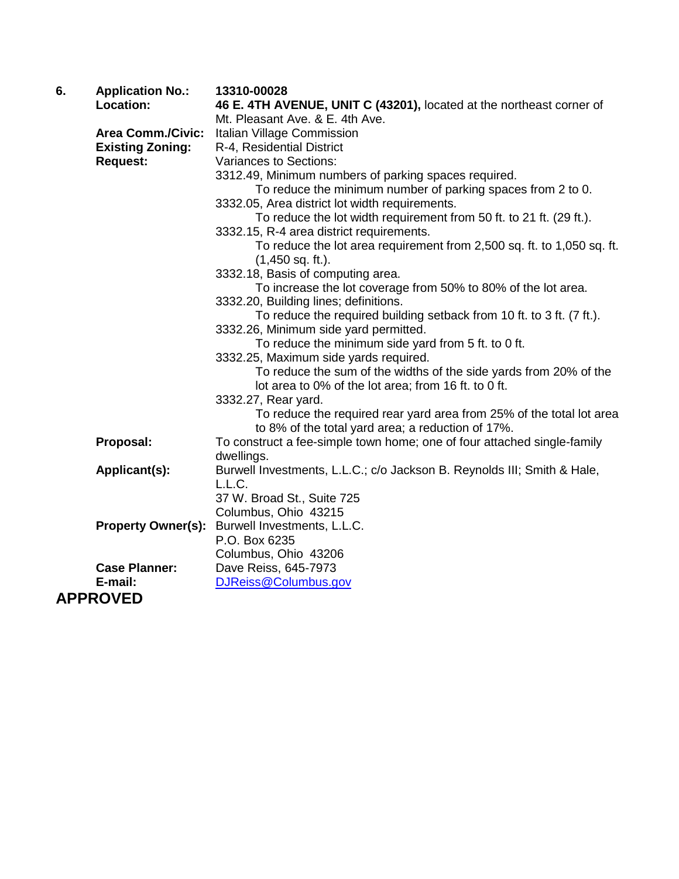**6.** **Application No.:** **13310-00028**

**Location:** **46 E. 4TH AVENUE, UNIT C (43201),** located at the northeast corner of Mt. Pleasant Ave. & E. 4th Ave.

**Area Comm./Civic:** Italian Village Commission

**Existing Zoning:** R-4, Residential District

**Request:** Variances to Sections:

3312.49, Minimum numbers of parking spaces required.
  To reduce the minimum number of parking spaces from 2 to 0.

3332.05, Area district lot width requirements.
  To reduce the lot width requirement from 50 ft. to 21 ft. (29 ft.).

3332.15, R-4 area district requirements.
  To reduce the lot area requirement from 2,500 sq. ft. to 1,050 sq. ft. (1,450 sq. ft.).

3332.18, Basis of computing area.
  To increase the lot coverage from 50% to 80% of the lot area.

3332.20, Building lines; definitions.
  To reduce the required building setback from 10 ft. to 3 ft. (7 ft.).

3332.26, Minimum side yard permitted.
  To reduce the minimum side yard from 5 ft. to 0 ft.

3332.25, Maximum side yards required.
  To reduce the sum of the widths of the side yards from 20% of the lot area to 0% of the lot area; from 16 ft. to 0 ft.

3332.27, Rear yard.
  To reduce the required rear yard area from 25% of the total lot area to 8% of the total yard area; a reduction of 17%.

**Proposal:** To construct a fee-simple town home; one of four attached single-family dwellings.

**Applicant(s):** Burwell Investments, L.L.C.; c/o Jackson B. Reynolds III; Smith & Hale, L.L.C.
37 W. Broad St., Suite 725
Columbus, Ohio 43215

**Property Owner(s):** Burwell Investments, L.L.C.
P.O. Box 6235
Columbus, Ohio 43206

**Case Planner:** Dave Reiss, 645-7973

**E-mail:** DJReiss@Columbus.gov

**APPROVED**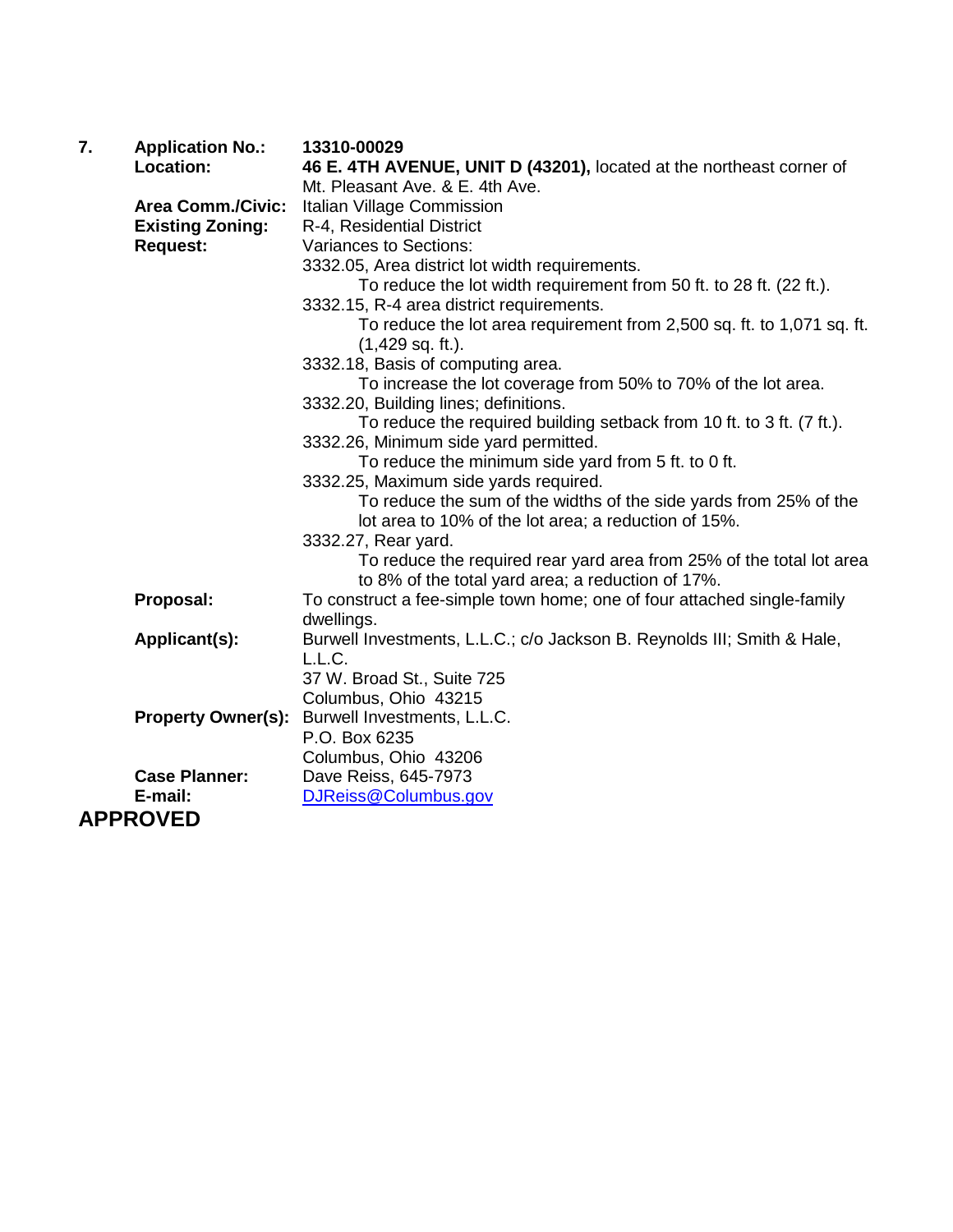**7. Application No.:** **13310-00029**

**Location:** **46 E. 4TH AVENUE, UNIT D (43201),** located at the northeast corner of Mt. Pleasant Ave. & E. 4th Ave.

**Area Comm./Civic:** Italian Village Commission

**Existing Zoning:** R-4, Residential District

**Request:** Variances to Sections:

3332.05, Area district lot width requirements.
- To reduce the lot width requirement from 50 ft. to 28 ft. (22 ft.).

3332.15, R-4 area district requirements.
- To reduce the lot area requirement from 2,500 sq. ft. to 1,071 sq. ft. (1,429 sq. ft.).

3332.18, Basis of computing area.
- To increase the lot coverage from 50% to 70% of the lot area.

3332.20, Building lines; definitions.
- To reduce the required building setback from 10 ft. to 3 ft. (7 ft.).

3332.26, Minimum side yard permitted.
- To reduce the minimum side yard from 5 ft. to 0 ft.

3332.25, Maximum side yards required.
- To reduce the sum of the widths of the side yards from 25% of the lot area to 10% of the lot area; a reduction of 15%.

3332.27, Rear yard.
- To reduce the required rear yard area from 25% of the total lot area to 8% of the total yard area; a reduction of 17%.

**Proposal:** To construct a fee-simple town home; one of four attached single-family dwellings.

**Applicant(s):** Burwell Investments, L.L.C.; c/o Jackson B. Reynolds III; Smith & Hale, L.L.C.
37 W. Broad St., Suite 725
Columbus, Ohio 43215

**Property Owner(s):** Burwell Investments, L.L.C.
P.O. Box 6235
Columbus, Ohio 43206

**Case Planner:** Dave Reiss, 645-7973

**E-mail:** DJReiss@Columbus.gov

**APPROVED**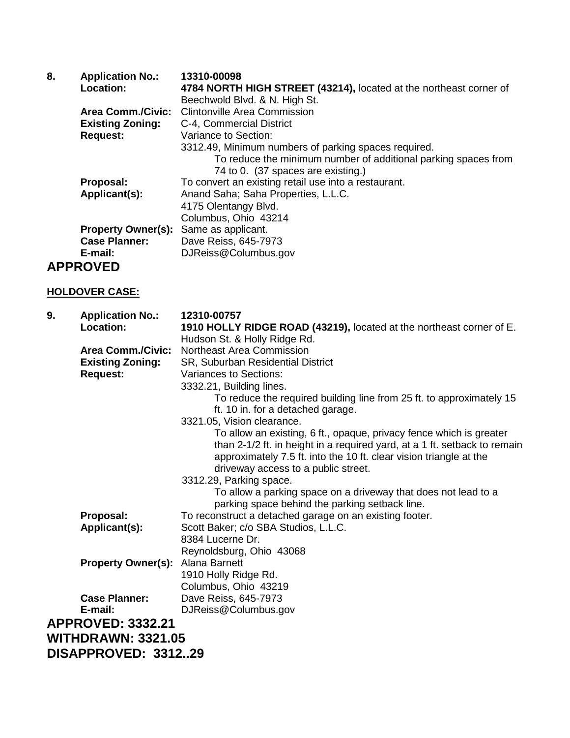**8.** **Application No.:** **13310-00098**

**Location:** **4784 NORTH HIGH STREET (43214),** located at the northeast corner of Beechwold Blvd. & N. High St.

**Area Comm./Civic:** Clintonville Area Commission

**Existing Zoning:** C-4, Commercial District

**Request:** Variance to Section:

3312.49, Minimum numbers of parking spaces required.

To reduce the minimum number of additional parking spaces from 74 to 0. (37 spaces are existing.)

**Proposal:** To convert an existing retail use into a restaurant.

**Applicant(s):** Anand Saha; Saha Properties, L.L.C.
4175 Olentangy Blvd.
Columbus, Ohio 43214

**Property Owner(s):** Same as applicant.

**Case Planner:** Dave Reiss, 645-7973

**E-mail:** DJReiss@Columbus.gov

## APPROVED

**HOLDOVER CASE:**

**9.** **Application No.:** **12310-00757**

**Location:** **1910 HOLLY RIDGE ROAD (43219),** located at the northeast corner of E. Hudson St. & Holly Ridge Rd.

**Area Comm./Civic:** Northeast Area Commission

**Existing Zoning:** SR, Suburban Residential District

**Request:** Variances to Sections:

3332.21, Building lines.

To reduce the required building line from 25 ft. to approximately 15 ft. 10 in. for a detached garage.

3321.05, Vision clearance.

To allow an existing, 6 ft., opaque, privacy fence which is greater than 2-1/2 ft. in height in a required yard, at a 1 ft. setback to remain approximately 7.5 ft. into the 10 ft. clear vision triangle at the driveway access to a public street.

3312.29, Parking space.

To allow a parking space on a driveway that does not lead to a parking space behind the parking setback line.

**Proposal:** To reconstruct a detached garage on an existing footer.

**Applicant(s):** Scott Baker; c/o SBA Studios, L.L.C.
8384 Lucerne Dr.
Reynoldsburg, Ohio 43068

**Property Owner(s):** Alana Barnett
1910 Holly Ridge Rd.
Columbus, Ohio 43219

**Case Planner:** Dave Reiss, 645-7973

**E-mail:** DJReiss@Columbus.gov

## APPROVED: 3332.21
## WITHDRAWN: 3321.05
## DISAPPROVED: 3312..29